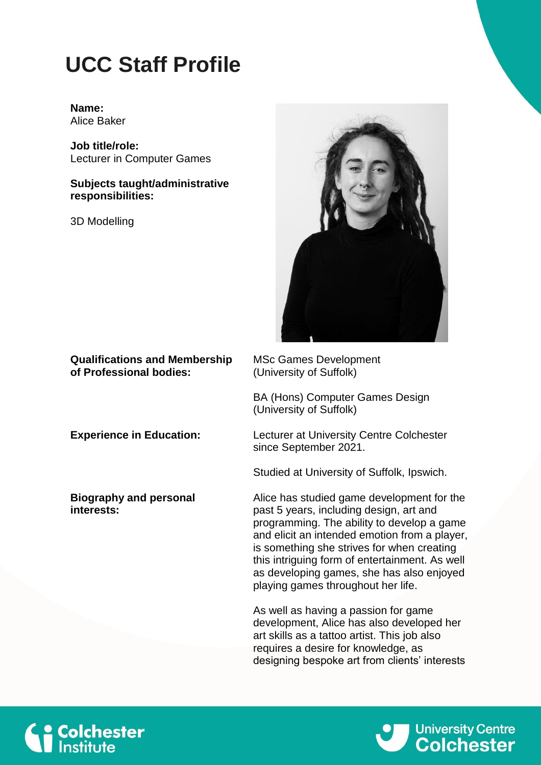# UCC Staff Profile

**Name:**
Alice Baker

**Job title/role:**
Lecturer in Computer Games

**Subjects taught/administrative responsibilities:**

3D Modelling

**Qualifications and Membership of Professional bodies:**

MSc Games Development (University of Suffolk)

BA (Hons) Computer Games Design (University of Suffolk)

**Experience in Education:**

Lecturer at University Centre Colchester since September 2021.

Studied at University of Suffolk, Ipswich.

**Biography and personal interests:**

Alice has studied game development for the past 5 years, including design, art and programming. The ability to develop a game and elicit an intended emotion from a player, is something she strives for when creating this intriguing form of entertainment. As well as developing games, she has also enjoyed playing games throughout her life.

As well as having a passion for game development, Alice has also developed her art skills as a tattoo artist. This job also requires a desire for knowledge, as designing bespoke art from clients' interests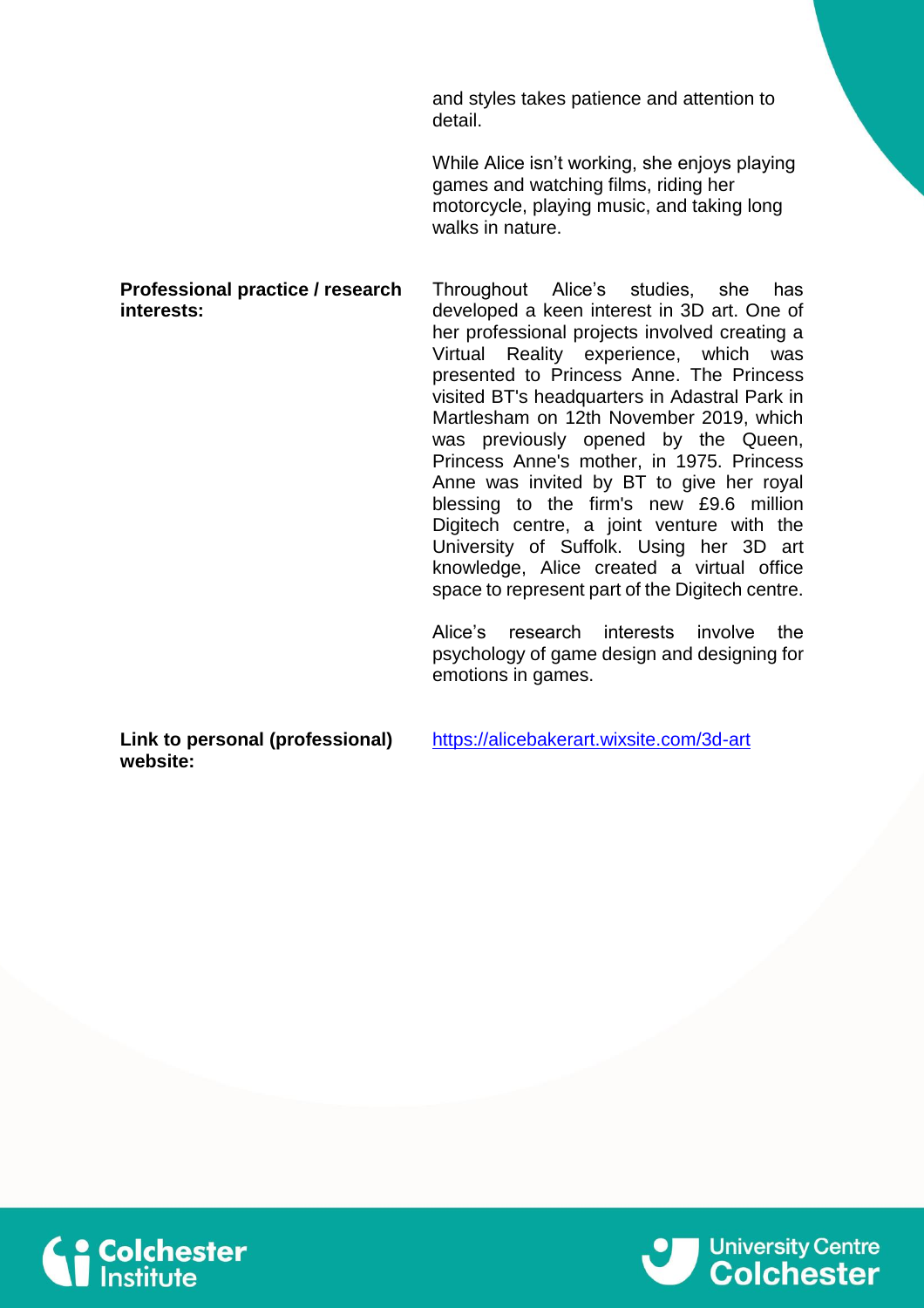and styles takes patience and attention to detail.

While Alice isn't working, she enjoys playing games and watching films, riding her motorcycle, playing music, and taking long walks in nature.

| | |
|---|---|
| **Professional practice / research interests:** | Throughout Alice's studies, she has developed a keen interest in 3D art. One of her professional projects involved creating a Virtual Reality experience, which was presented to Princess Anne. The Princess visited BT's headquarters in Adastral Park in Martlesham on 12th November 2019, which was previously opened by the Queen, Princess Anne's mother, in 1975. Princess Anne was invited by BT to give her royal blessing to the firm's new £9.6 million Digitech centre, a joint venture with the University of Suffolk. Using her 3D art knowledge, Alice created a virtual office space to represent part of the Digitech centre.<br><br>Alice's research interests involve the psychology of game design and designing for emotions in games. |
| **Link to personal (professional) website:** | https://alicebakerart.wixsite.com/3d-art |

Colchester Institute

University Centre Colchester